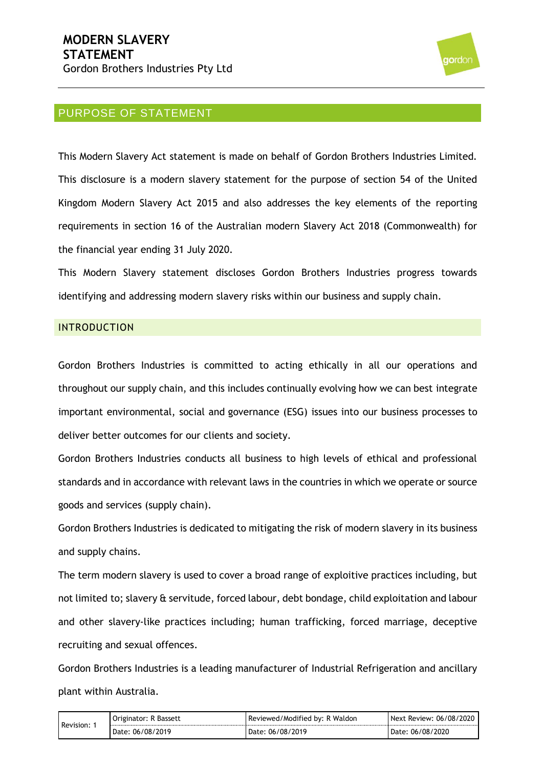# MODERN SLAVERY STATEMENT

Gordon Brothers Industries Pty Ltd

## PURPOSE OF STATEMENT

This Modern Slavery Act statement is made on behalf of Gordon Brothers Industries Limited. This disclosure is a modern slavery statement for the purpose of section 54 of the United Kingdom Modern Slavery Act 2015 and also addresses the key elements of the reporting requirements in section 16 of the Australian modern Slavery Act 2018 (Commonwealth) for the financial year ending 31 July 2020.

This Modern Slavery statement discloses Gordon Brothers Industries progress towards identifying and addressing modern slavery risks within our business and supply chain.

### INTRODUCTION

Gordon Brothers Industries is committed to acting ethically in all our operations and throughout our supply chain, and this includes continually evolving how we can best integrate important environmental, social and governance (ESG) issues into our business processes to deliver better outcomes for our clients and society.

Gordon Brothers Industries conducts all business to high levels of ethical and professional standards and in accordance with relevant laws in the countries in which we operate or source goods and services (supply chain).

Gordon Brothers Industries is dedicated to mitigating the risk of modern slavery in its business and supply chains.

The term modern slavery is used to cover a broad range of exploitive practices including, but not limited to; slavery & servitude, forced labour, debt bondage, child exploitation and labour and other slavery-like practices including; human trafficking, forced marriage, deceptive recruiting and sexual offences.

Gordon Brothers Industries is a leading manufacturer of Industrial Refrigeration and ancillary plant within Australia.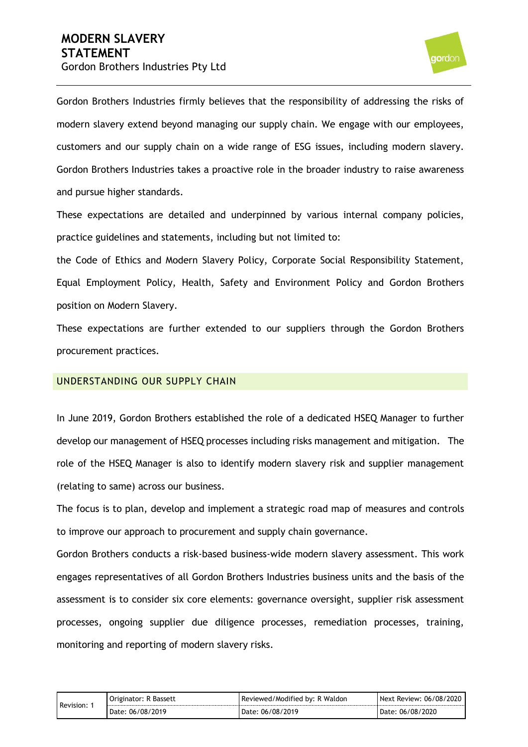Gordon Brothers Industries firmly believes that the responsibility of addressing the risks of modern slavery extend beyond managing our supply chain. We engage with our employees, customers and our supply chain on a wide range of ESG issues, including modern slavery. Gordon Brothers Industries takes a proactive role in the broader industry to raise awareness and pursue higher standards.

These expectations are detailed and underpinned by various internal company policies, practice guidelines and statements, including but not limited to:

the Code of Ethics and Modern Slavery Policy, Corporate Social Responsibility Statement, Equal Employment Policy, Health, Safety and Environment Policy and Gordon Brothers position on Modern Slavery.

These expectations are further extended to our suppliers through the Gordon Brothers procurement practices.

## UNDERSTANDING OUR SUPPLY CHAIN

In June 2019, Gordon Brothers established the role of a dedicated HSEQ Manager to further develop our management of HSEQ processes including risks management and mitigation. The role of the HSEQ Manager is also to identify modern slavery risk and supplier management (relating to same) across our business.

The focus is to plan, develop and implement a strategic road map of measures and controls to improve our approach to procurement and supply chain governance.

Gordon Brothers conducts a risk-based business-wide modern slavery assessment. This work engages representatives of all Gordon Brothers Industries business units and the basis of the assessment is to consider six core elements: governance oversight, supplier risk assessment processes, ongoing supplier due diligence processes, remediation processes, training, monitoring and reporting of modern slavery risks.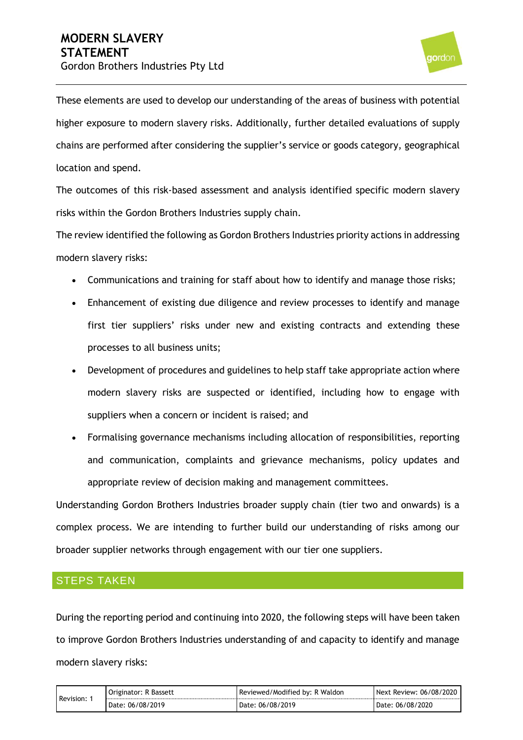These elements are used to develop our understanding of the areas of business with potential higher exposure to modern slavery risks. Additionally, further detailed evaluations of supply chains are performed after considering the supplier's service or goods category, geographical location and spend.

The outcomes of this risk-based assessment and analysis identified specific modern slavery risks within the Gordon Brothers Industries supply chain.

The review identified the following as Gordon Brothers Industries priority actions in addressing modern slavery risks:

- Communications and training for staff about how to identify and manage those risks;
- Enhancement of existing due diligence and review processes to identify and manage first tier suppliers' risks under new and existing contracts and extending these processes to all business units;
- Development of procedures and guidelines to help staff take appropriate action where modern slavery risks are suspected or identified, including how to engage with suppliers when a concern or incident is raised; and
- Formalising governance mechanisms including allocation of responsibilities, reporting and communication, complaints and grievance mechanisms, policy updates and appropriate review of decision making and management committees.

Understanding Gordon Brothers Industries broader supply chain (tier two and onwards) is a complex process. We are intending to further build our understanding of risks among our broader supplier networks through engagement with our tier one suppliers.

## STEPS TAKEN

During the reporting period and continuing into 2020, the following steps will have been taken to improve Gordon Brothers Industries understanding of and capacity to identify and manage modern slavery risks: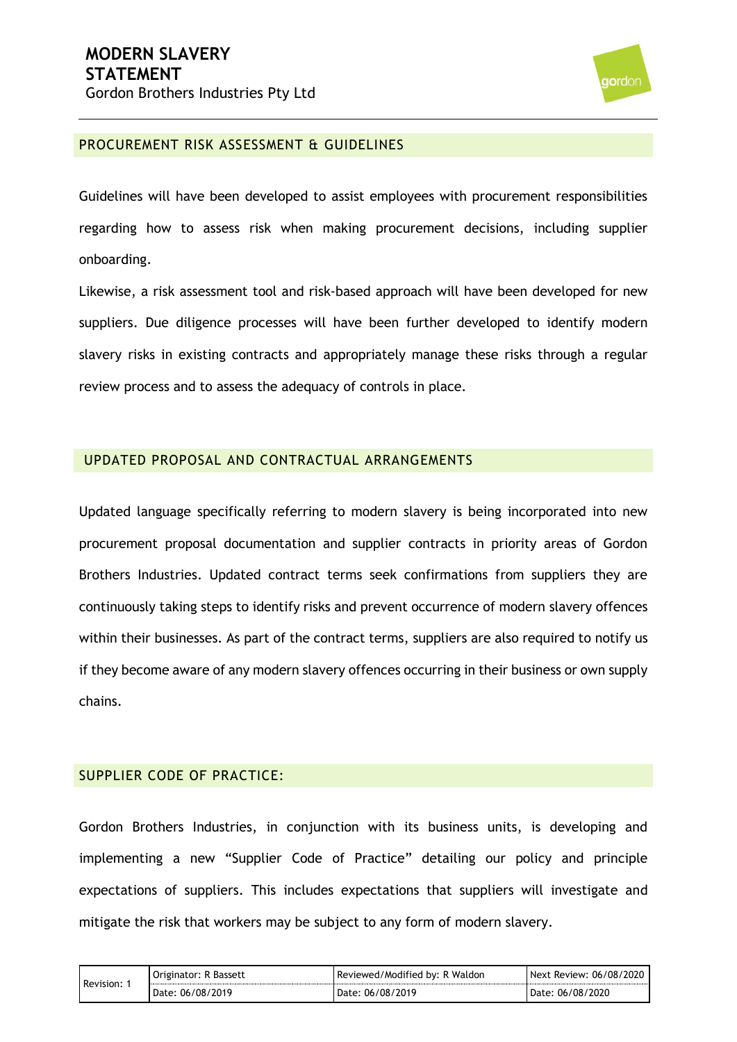## PROCUREMENT RISK ASSESSMENT & GUIDELINES

Guidelines will have been developed to assist employees with procurement responsibilities regarding how to assess risk when making procurement decisions, including supplier onboarding.

Likewise, a risk assessment tool and risk-based approach will have been developed for new suppliers. Due diligence processes will have been further developed to identify modern slavery risks in existing contracts and appropriately manage these risks through a regular review process and to assess the adequacy of controls in place.

## UPDATED PROPOSAL AND CONTRACTUAL ARRANGEMENTS

Updated language specifically referring to modern slavery is being incorporated into new procurement proposal documentation and supplier contracts in priority areas of Gordon Brothers Industries. Updated contract terms seek confirmations from suppliers they are continuously taking steps to identify risks and prevent occurrence of modern slavery offences within their businesses. As part of the contract terms, suppliers are also required to notify us if they become aware of any modern slavery offences occurring in their business or own supply chains.

## SUPPLIER CODE OF PRACTICE:

Gordon Brothers Industries, in conjunction with its business units, is developing and implementing a new "Supplier Code of Practice" detailing our policy and principle expectations of suppliers. This includes expectations that suppliers will investigate and mitigate the risk that workers may be subject to any form of modern slavery.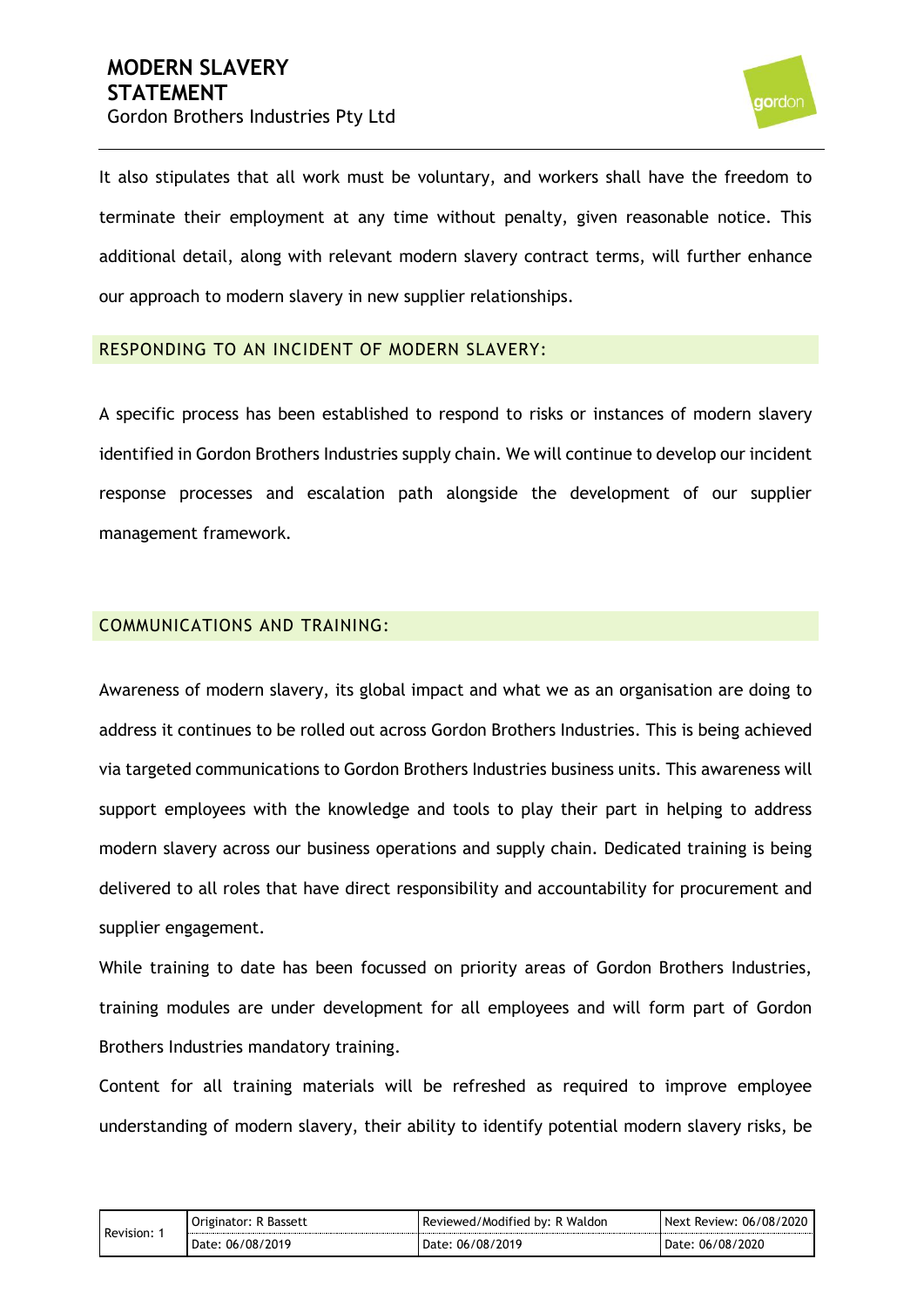It also stipulates that all work must be voluntary, and workers shall have the freedom to terminate their employment at any time without penalty, given reasonable notice. This additional detail, along with relevant modern slavery contract terms, will further enhance our approach to modern slavery in new supplier relationships.

## RESPONDING TO AN INCIDENT OF MODERN SLAVERY:

A specific process has been established to respond to risks or instances of modern slavery identified in Gordon Brothers Industries supply chain. We will continue to develop our incident response processes and escalation path alongside the development of our supplier management framework.

## COMMUNICATIONS AND TRAINING:

Awareness of modern slavery, its global impact and what we as an organisation are doing to address it continues to be rolled out across Gordon Brothers Industries. This is being achieved via targeted communications to Gordon Brothers Industries business units. This awareness will support employees with the knowledge and tools to play their part in helping to address modern slavery across our business operations and supply chain. Dedicated training is being delivered to all roles that have direct responsibility and accountability for procurement and supplier engagement.

While training to date has been focussed on priority areas of Gordon Brothers Industries, training modules are under development for all employees and will form part of Gordon Brothers Industries mandatory training.

Content for all training materials will be refreshed as required to improve employee understanding of modern slavery, their ability to identify potential modern slavery risks, be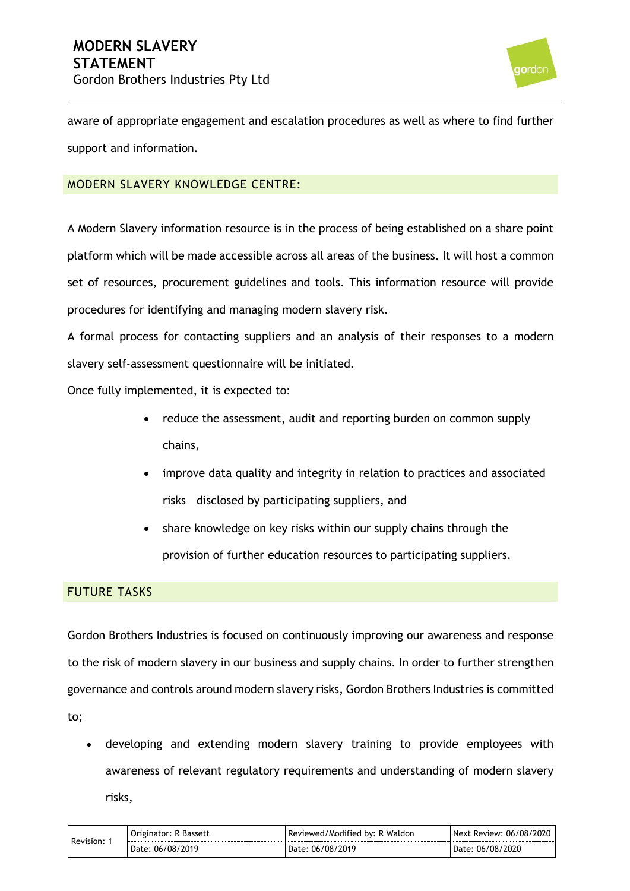aware of appropriate engagement and escalation procedures as well as where to find further support and information.

## MODERN SLAVERY KNOWLEDGE CENTRE:

A Modern Slavery information resource is in the process of being established on a share point platform which will be made accessible across all areas of the business. It will host a common set of resources, procurement guidelines and tools. This information resource will provide procedures for identifying and managing modern slavery risk.

A formal process for contacting suppliers and an analysis of their responses to a modern slavery self-assessment questionnaire will be initiated.

Once fully implemented, it is expected to:

- reduce the assessment, audit and reporting burden on common supply chains,
- improve data quality and integrity in relation to practices and associated risks disclosed by participating suppliers, and
- share knowledge on key risks within our supply chains through the provision of further education resources to participating suppliers.

## FUTURE TASKS

Gordon Brothers Industries is focused on continuously improving our awareness and response to the risk of modern slavery in our business and supply chains. In order to further strengthen governance and controls around modern slavery risks, Gordon Brothers Industries is committed to;

- developing and extending modern slavery training to provide employees with awareness of relevant regulatory requirements and understanding of modern slavery risks,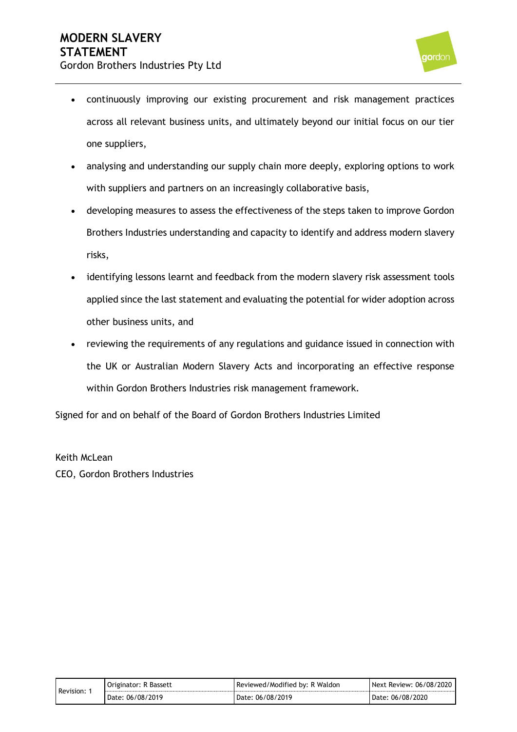- continuously improving our existing procurement and risk management practices across all relevant business units, and ultimately beyond our initial focus on our tier one suppliers,
- analysing and understanding our supply chain more deeply, exploring options to work with suppliers and partners on an increasingly collaborative basis,
- developing measures to assess the effectiveness of the steps taken to improve Gordon Brothers Industries understanding and capacity to identify and address modern slavery risks,
- identifying lessons learnt and feedback from the modern slavery risk assessment tools applied since the last statement and evaluating the potential for wider adoption across other business units, and
- reviewing the requirements of any regulations and guidance issued in connection with the UK or Australian Modern Slavery Acts and incorporating an effective response within Gordon Brothers Industries risk management framework.

Signed for and on behalf of the Board of Gordon Brothers Industries Limited

Keith McLean
CEO, Gordon Brothers Industries

| | | | |
|---|---|---|---|
| Revision: 1 | Originator: R Bassett | Reviewed/Modified by: R Waldon | Next Review: 06/08/2020 |
| | Date: 06/08/2019 | Date: 06/08/2019 | Date: 06/08/2020 |